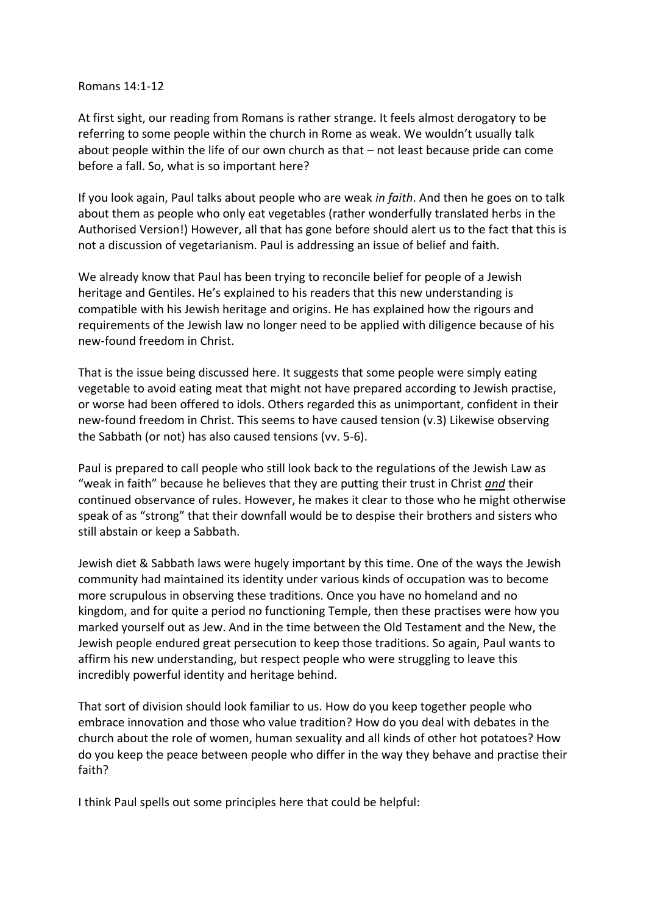Romans 14:1-12

At first sight, our reading from Romans is rather strange. It feels almost derogatory to be referring to some people within the church in Rome as weak. We wouldn't usually talk about people within the life of our own church as that – not least because pride can come before a fall. So, what is so important here?

If you look again, Paul talks about people who are weak *in faith*. And then he goes on to talk about them as people who only eat vegetables (rather wonderfully translated herbs in the Authorised Version!) However, all that has gone before should alert us to the fact that this is not a discussion of vegetarianism. Paul is addressing an issue of belief and faith.

We already know that Paul has been trying to reconcile belief for people of a Jewish heritage and Gentiles. He's explained to his readers that this new understanding is compatible with his Jewish heritage and origins. He has explained how the rigours and requirements of the Jewish law no longer need to be applied with diligence because of his new-found freedom in Christ.

That is the issue being discussed here. It suggests that some people were simply eating vegetable to avoid eating meat that might not have prepared according to Jewish practise, or worse had been offered to idols. Others regarded this as unimportant, confident in their new-found freedom in Christ. This seems to have caused tension (v.3) Likewise observing the Sabbath (or not) has also caused tensions (vv. 5-6).

Paul is prepared to call people who still look back to the regulations of the Jewish Law as "weak in faith" because he believes that they are putting their trust in Christ ***<u>and</u>*** their continued observance of rules. However, he makes it clear to those who he might otherwise speak of as "strong" that their downfall would be to despise their brothers and sisters who still abstain or keep a Sabbath.

Jewish diet & Sabbath laws were hugely important by this time. One of the ways the Jewish community had maintained its identity under various kinds of occupation was to become more scrupulous in observing these traditions. Once you have no homeland and no kingdom, and for quite a period no functioning Temple, then these practises were how you marked yourself out as Jew. And in the time between the Old Testament and the New, the Jewish people endured great persecution to keep those traditions. So again, Paul wants to affirm his new understanding, but respect people who were struggling to leave this incredibly powerful identity and heritage behind.

That sort of division should look familiar to us. How do you keep together people who embrace innovation and those who value tradition? How do you deal with debates in the church about the role of women, human sexuality and all kinds of other hot potatoes? How do you keep the peace between people who differ in the way they behave and practise their faith?

I think Paul spells out some principles here that could be helpful: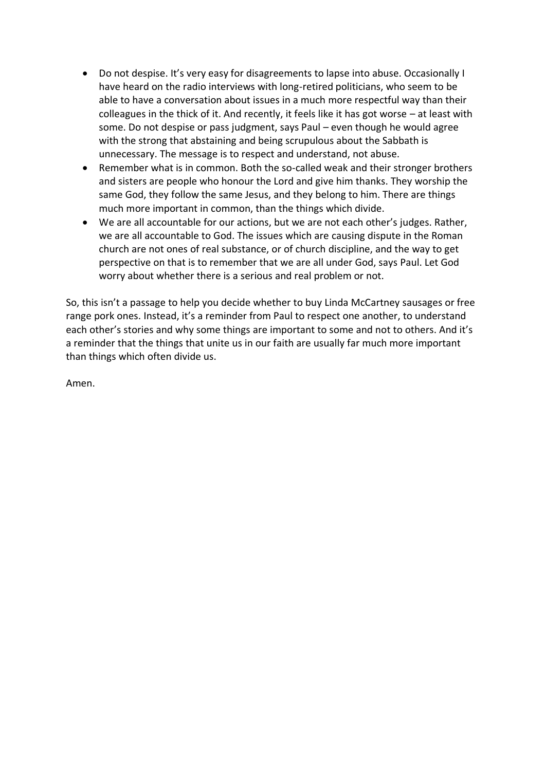- Do not despise. It's very easy for disagreements to lapse into abuse. Occasionally I have heard on the radio interviews with long-retired politicians, who seem to be able to have a conversation about issues in a much more respectful way than their colleagues in the thick of it. And recently, it feels like it has got worse – at least with some. Do not despise or pass judgment, says Paul – even though he would agree with the strong that abstaining and being scrupulous about the Sabbath is unnecessary. The message is to respect and understand, not abuse.
- Remember what is in common. Both the so-called weak and their stronger brothers and sisters are people who honour the Lord and give him thanks. They worship the same God, they follow the same Jesus, and they belong to him. There are things much more important in common, than the things which divide.
- We are all accountable for our actions, but we are not each other's judges. Rather, we are all accountable to God. The issues which are causing dispute in the Roman church are not ones of real substance, or of church discipline, and the way to get perspective on that is to remember that we are all under God, says Paul. Let God worry about whether there is a serious and real problem or not.

So, this isn't a passage to help you decide whether to buy Linda McCartney sausages or free range pork ones. Instead, it's a reminder from Paul to respect one another, to understand each other's stories and why some things are important to some and not to others. And it's a reminder that the things that unite us in our faith are usually far much more important than things which often divide us.

Amen.